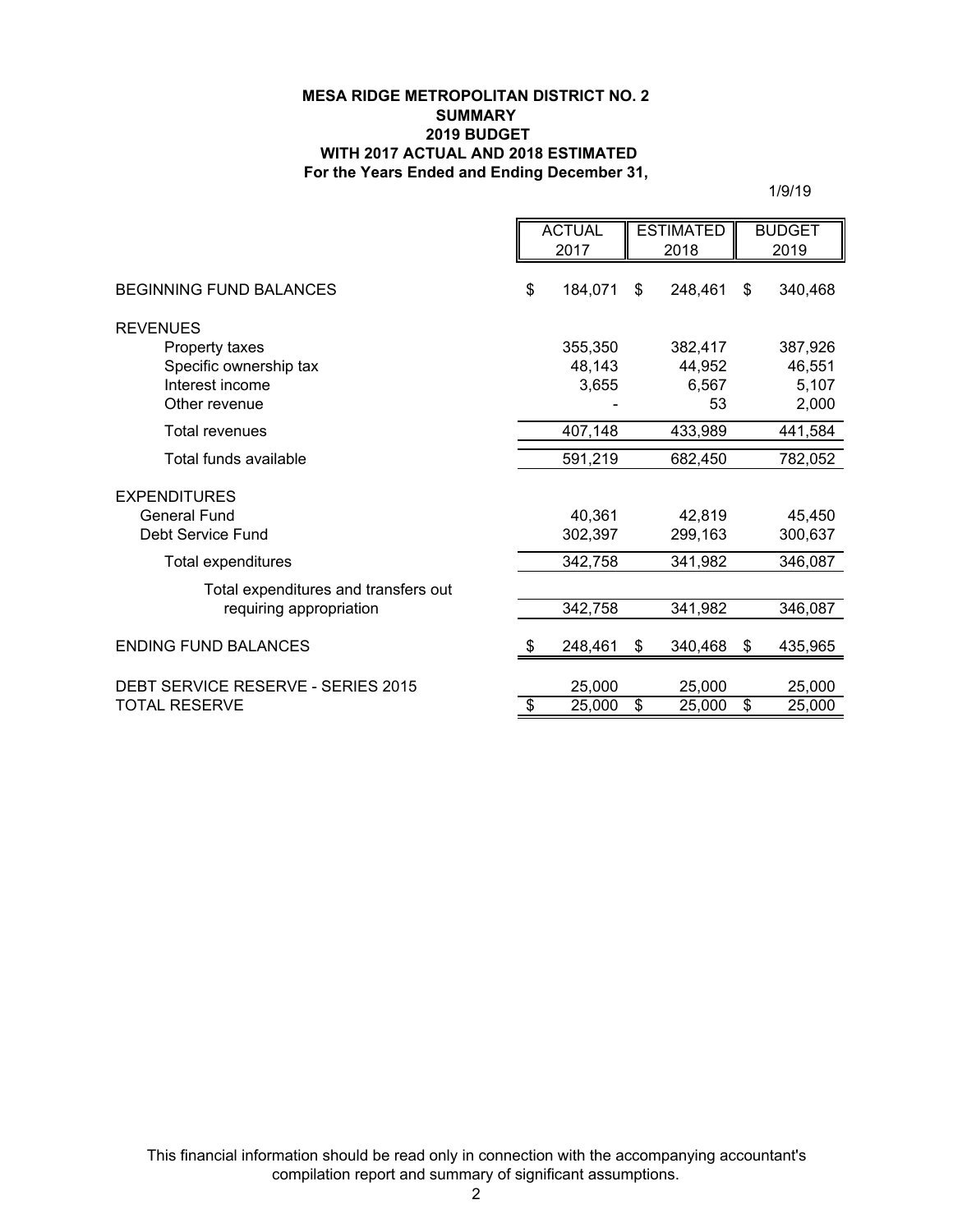**MESA RIDGE METROPOLITAN DISTRICT NO. 2**
**SUMMARY**
**2019 BUDGET**
**WITH 2017 ACTUAL AND 2018 ESTIMATED**
**For the Years Ended and Ending December 31,**

1/9/19

| | ACTUAL 2017 | ESTIMATED 2018 | BUDGET 2019 |
|---|---|---|---|
| BEGINNING FUND BALANCES | $ 184,071 | $ 248,461 | $ 340,468 |
| REVENUES | | | |
| Property taxes | 355,350 | 382,417 | 387,926 |
| Specific ownership tax | 48,143 | 44,952 | 46,551 |
| Interest income | 3,655 | 6,567 | 5,107 |
| Other revenue | - | 53 | 2,000 |
| Total revenues | 407,148 | 433,989 | 441,584 |
| Total funds available | 591,219 | 682,450 | 782,052 |
| EXPENDITURES | | | |
| General Fund | 40,361 | 42,819 | 45,450 |
| Debt Service Fund | 302,397 | 299,163 | 300,637 |
| Total expenditures | 342,758 | 341,982 | 346,087 |
| Total expenditures and transfers out requiring appropriation | 342,758 | 341,982 | 346,087 |
| ENDING FUND BALANCES | $ 248,461 | $ 340,468 | $ 435,965 |
| DEBT SERVICE RESERVE - SERIES 2015 | 25,000 | 25,000 | 25,000 |
| TOTAL RESERVE | $ 25,000 | $ 25,000 | $ 25,000 |

This financial information should be read only in connection with the accompanying accountant's compilation report and summary of significant assumptions.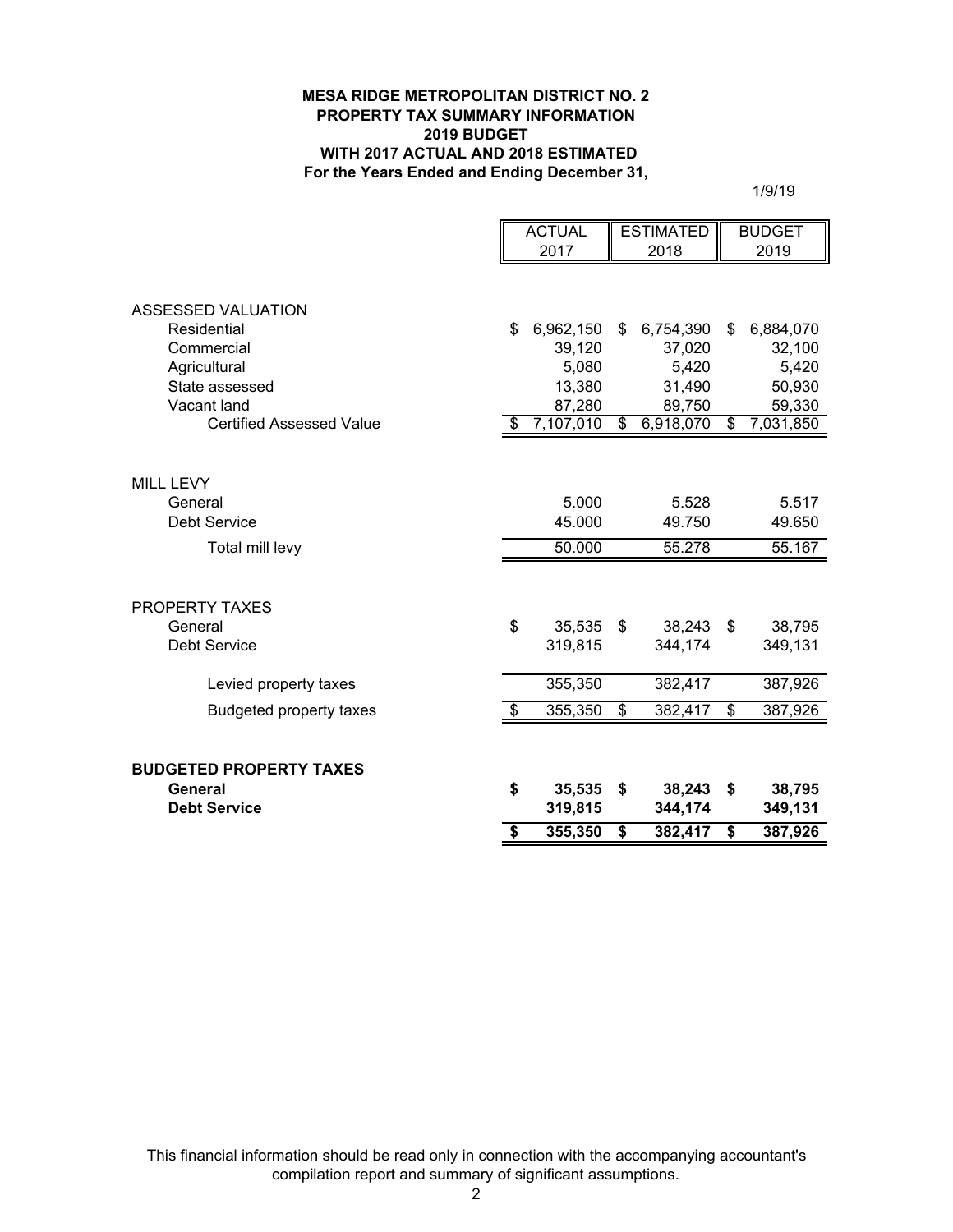**MESA RIDGE METROPOLITAN DISTRICT NO. 2**
**PROPERTY TAX SUMMARY INFORMATION**
**2019 BUDGET**
**WITH 2017 ACTUAL AND 2018 ESTIMATED**
**For the Years Ended and Ending December 31,**

1/9/19

| | ACTUAL 2017 | ESTIMATED 2018 | BUDGET 2019 |
|---|---|---|---|
| ASSESSED VALUATION | | | |
| Residential | $ 6,962,150 | $ 6,754,390 | $ 6,884,070 |
| Commercial | 39,120 | 37,020 | 32,100 |
| Agricultural | 5,080 | 5,420 | 5,420 |
| State assessed | 13,380 | 31,490 | 50,930 |
| Vacant land | 87,280 | 89,750 | 59,330 |
| Certified Assessed Value | $ 7,107,010 | $ 6,918,070 | $ 7,031,850 |
| MILL LEVY | | | |
| General | 5.000 | 5.528 | 5.517 |
| Debt Service | 45.000 | 49.750 | 49.650 |
| Total mill levy | 50.000 | 55.278 | 55.167 |
| PROPERTY TAXES | | | |
| General | $ 35,535 | $ 38,243 | $ 38,795 |
| Debt Service | 319,815 | 344,174 | 349,131 |
| Levied property taxes | 355,350 | 382,417 | 387,926 |
| Budgeted property taxes | $ 355,350 | $ 382,417 | $ 387,926 |
| **BUDGETED PROPERTY TAXES** | | | |
| **General** | **$ 35,535** | **$ 38,243** | **$ 38,795** |
| **Debt Service** | **319,815** | **344,174** | **349,131** |
| | **$ 355,350** | **$ 382,417** | **$ 387,926** |

This financial information should be read only in connection with the accompanying accountant's compilation report and summary of significant assumptions.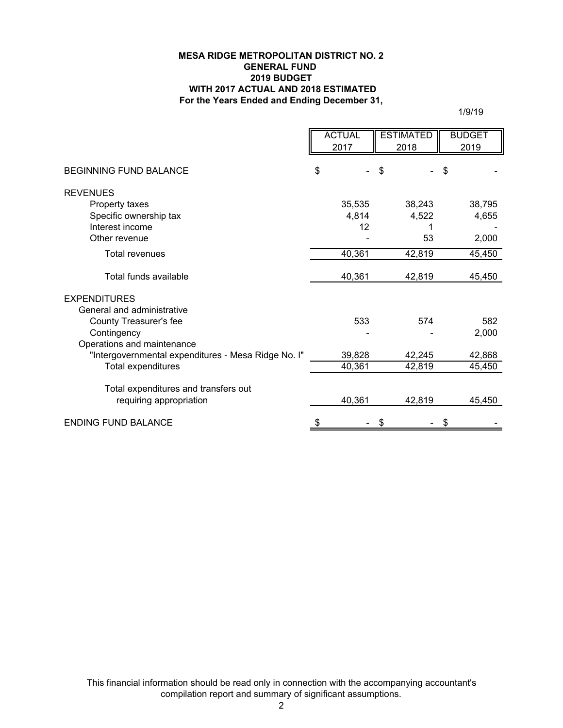**MESA RIDGE METROPOLITAN DISTRICT NO. 2**
**GENERAL FUND**
**2019 BUDGET**
**WITH 2017 ACTUAL AND 2018 ESTIMATED**
**For the Years Ended and Ending December 31,**

1/9/19

| | ACTUAL 2017 | ESTIMATED 2018 | BUDGET 2019 |
|---|---|---|---|
| BEGINNING FUND BALANCE | $ - | $ - | $ - |
| REVENUES | | | |
| Property taxes | 35,535 | 38,243 | 38,795 |
| Specific ownership tax | 4,814 | 4,522 | 4,655 |
| Interest income | 12 | 1 | - |
| Other revenue | - | 53 | 2,000 |
| Total revenues | 40,361 | 42,819 | 45,450 |
| Total funds available | 40,361 | 42,819 | 45,450 |
| EXPENDITURES | | | |
| General and administrative | | | |
| County Treasurer's fee | 533 | 574 | 582 |
| Contingency | - | - | 2,000 |
| Operations and maintenance | | | |
| "Intergovernmental expenditures - Mesa Ridge No. I" | 39,828 | 42,245 | 42,868 |
| Total expenditures | 40,361 | 42,819 | 45,450 |
| Total expenditures and transfers out requiring appropriation | 40,361 | 42,819 | 45,450 |
| ENDING FUND BALANCE | $ - | $ - | $ - |

This financial information should be read only in connection with the accompanying accountant's compilation report and summary of significant assumptions.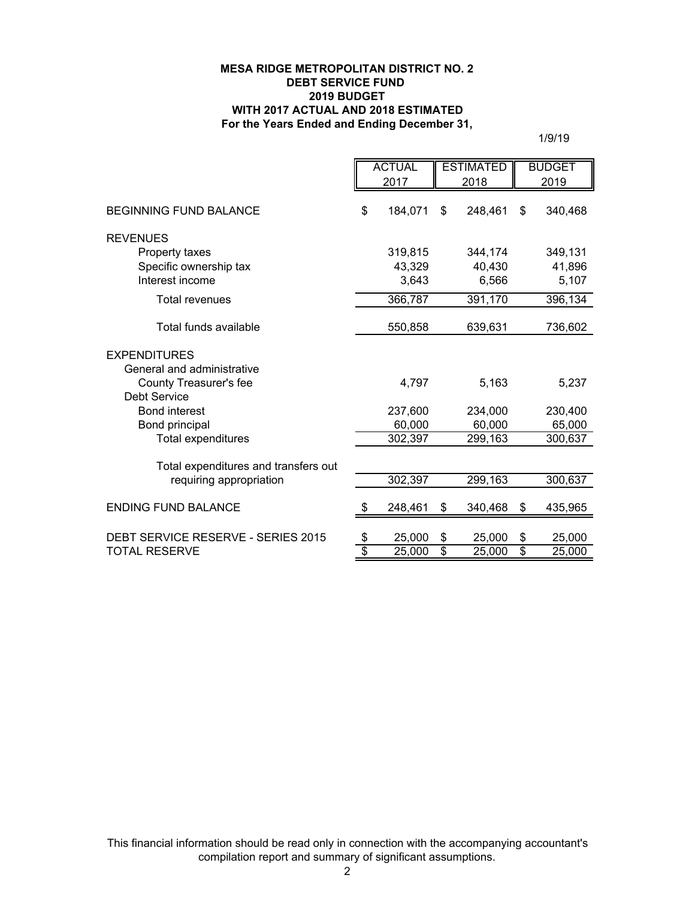**MESA RIDGE METROPOLITAN DISTRICT NO. 2**
**DEBT SERVICE FUND**
**2019 BUDGET**
**WITH 2017 ACTUAL AND 2018 ESTIMATED**
**For the Years Ended and Ending December 31,**

1/9/19

| | ACTUAL 2017 | ESTIMATED 2018 | BUDGET 2019 |
|---|---|---|---|
| BEGINNING FUND BALANCE | $ 184,071 | $ 248,461 | $ 340,468 |
| REVENUES | | | |
| Property taxes | 319,815 | 344,174 | 349,131 |
| Specific ownership tax | 43,329 | 40,430 | 41,896 |
| Interest income | 3,643 | 6,566 | 5,107 |
| Total revenues | 366,787 | 391,170 | 396,134 |
| Total funds available | 550,858 | 639,631 | 736,602 |
| EXPENDITURES | | | |
| General and administrative | | | |
| County Treasurer's fee | 4,797 | 5,163 | 5,237 |
| Debt Service | | | |
| Bond interest | 237,600 | 234,000 | 230,400 |
| Bond principal | 60,000 | 60,000 | 65,000 |
| Total expenditures | 302,397 | 299,163 | 300,637 |
| Total expenditures and transfers out requiring appropriation | 302,397 | 299,163 | 300,637 |
| ENDING FUND BALANCE | $ 248,461 | $ 340,468 | $ 435,965 |
| DEBT SERVICE RESERVE - SERIES 2015 | $ 25,000 | $ 25,000 | $ 25,000 |
| TOTAL RESERVE | $ 25,000 | $ 25,000 | $ 25,000 |

This financial information should be read only in connection with the accompanying accountant's compilation report and summary of significant assumptions.